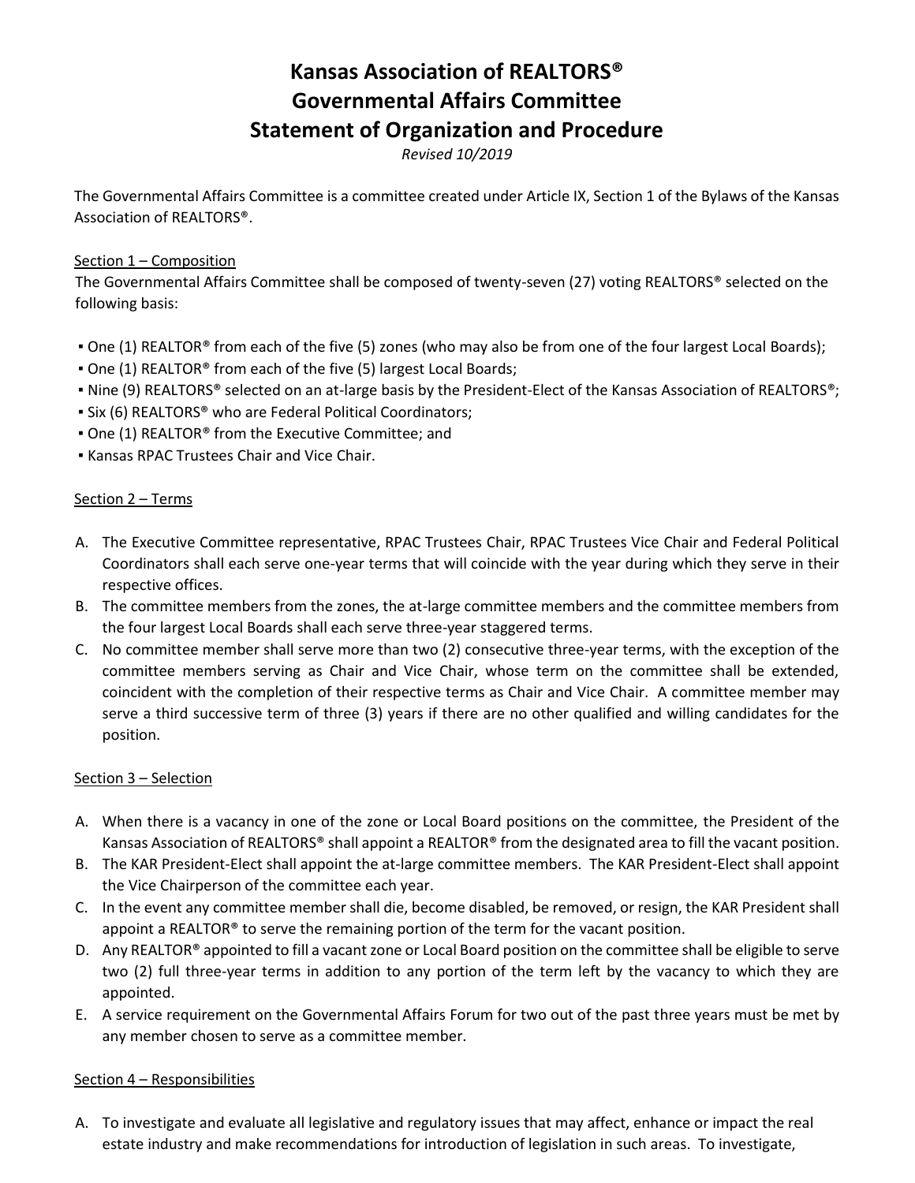# Kansas Association of REALTORS®
# Governmental Affairs Committee
# Statement of Organization and Procedure

*Revised 10/2019*

The Governmental Affairs Committee is a committee created under Article IX, Section 1 of the Bylaws of the Kansas Association of REALTORS®.

## Section 1 – Composition

The Governmental Affairs Committee shall be composed of twenty-seven (27) voting REALTORS® selected on the following basis:

- One (1) REALTOR® from each of the five (5) zones (who may also be from one of the four largest Local Boards);
- One (1) REALTOR® from each of the five (5) largest Local Boards;
- Nine (9) REALTORS® selected on an at-large basis by the President-Elect of the Kansas Association of REALTORS®;
- Six (6) REALTORS® who are Federal Political Coordinators;
- One (1) REALTOR® from the Executive Committee; and
- Kansas RPAC Trustees Chair and Vice Chair.

## Section 2 – Terms

A. The Executive Committee representative, RPAC Trustees Chair, RPAC Trustees Vice Chair and Federal Political Coordinators shall each serve one-year terms that will coincide with the year during which they serve in their respective offices.

B. The committee members from the zones, the at-large committee members and the committee members from the four largest Local Boards shall each serve three-year staggered terms.

C. No committee member shall serve more than two (2) consecutive three-year terms, with the exception of the committee members serving as Chair and Vice Chair, whose term on the committee shall be extended, coincident with the completion of their respective terms as Chair and Vice Chair. A committee member may serve a third successive term of three (3) years if there are no other qualified and willing candidates for the position.

## Section 3 – Selection

A. When there is a vacancy in one of the zone or Local Board positions on the committee, the President of the Kansas Association of REALTORS® shall appoint a REALTOR® from the designated area to fill the vacant position.

B. The KAR President-Elect shall appoint the at-large committee members. The KAR President-Elect shall appoint the Vice Chairperson of the committee each year.

C. In the event any committee member shall die, become disabled, be removed, or resign, the KAR President shall appoint a REALTOR® to serve the remaining portion of the term for the vacant position.

D. Any REALTOR® appointed to fill a vacant zone or Local Board position on the committee shall be eligible to serve two (2) full three-year terms in addition to any portion of the term left by the vacancy to which they are appointed.

E. A service requirement on the Governmental Affairs Forum for two out of the past three years must be met by any member chosen to serve as a committee member.

## Section 4 – Responsibilities

A. To investigate and evaluate all legislative and regulatory issues that may affect, enhance or impact the real estate industry and make recommendations for introduction of legislation in such areas. To investigate,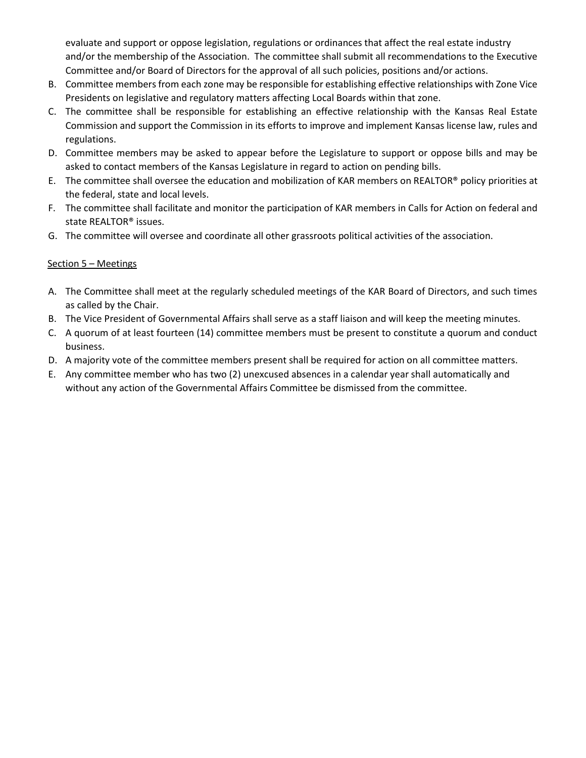evaluate and support or oppose legislation, regulations or ordinances that affect the real estate industry and/or the membership of the Association. The committee shall submit all recommendations to the Executive Committee and/or Board of Directors for the approval of all such policies, positions and/or actions.

B. Committee members from each zone may be responsible for establishing effective relationships with Zone Vice Presidents on legislative and regulatory matters affecting Local Boards within that zone.
C. The committee shall be responsible for establishing an effective relationship with the Kansas Real Estate Commission and support the Commission in its efforts to improve and implement Kansas license law, rules and regulations.
D. Committee members may be asked to appear before the Legislature to support or oppose bills and may be asked to contact members of the Kansas Legislature in regard to action on pending bills.
E. The committee shall oversee the education and mobilization of KAR members on REALTOR® policy priorities at the federal, state and local levels.
F. The committee shall facilitate and monitor the participation of KAR members in Calls for Action on federal and state REALTOR® issues.
G. The committee will oversee and coordinate all other grassroots political activities of the association.

Section 5 – Meetings

A. The Committee shall meet at the regularly scheduled meetings of the KAR Board of Directors, and such times as called by the Chair.
B. The Vice President of Governmental Affairs shall serve as a staff liaison and will keep the meeting minutes.
C. A quorum of at least fourteen (14) committee members must be present to constitute a quorum and conduct business.
D. A majority vote of the committee members present shall be required for action on all committee matters.
E. Any committee member who has two (2) unexcused absences in a calendar year shall automatically and without any action of the Governmental Affairs Committee be dismissed from the committee.